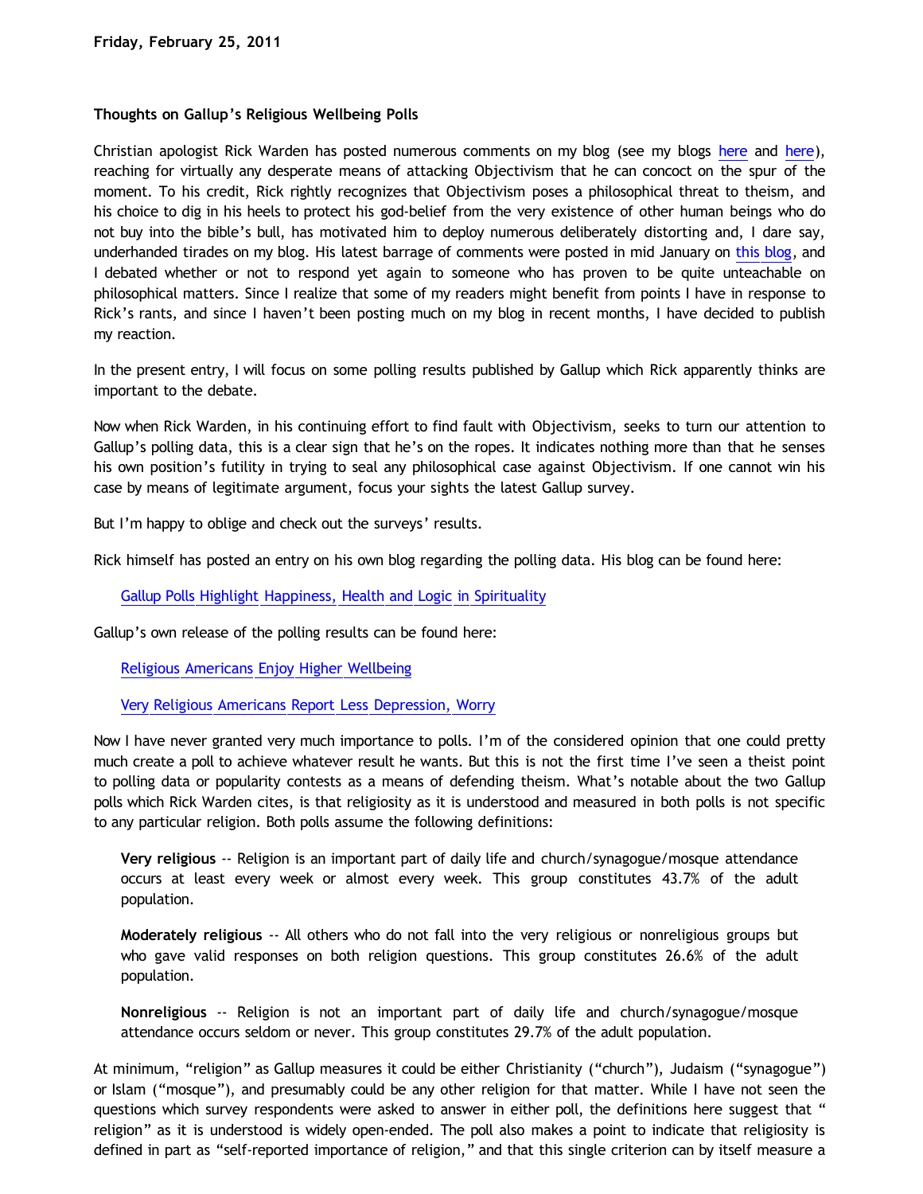**Friday, February 25, 2011**

**Thoughts on Gallup's Religious Wellbeing Polls**

Christian apologist Rick Warden has posted numerous comments on my blog (see my blogs here and here), reaching for virtually any desperate means of attacking Objectivism that he can concoct on the spur of the moment. To his credit, Rick rightly recognizes that Objectivism poses a philosophical threat to theism, and his choice to dig in his heels to protect his god-belief from the very existence of other human beings who do not buy into the bible's bull, has motivated him to deploy numerous deliberately distorting and, I dare say, underhanded tirades on my blog. His latest barrage of comments were posted in mid January on this blog, and I debated whether or not to respond yet again to someone who has proven to be quite unteachable on philosophical matters. Since I realize that some of my readers might benefit from points I have in response to Rick's rants, and since I haven't been posting much on my blog in recent months, I have decided to publish my reaction.

In the present entry, I will focus on some polling results published by Gallup which Rick apparently thinks are important to the debate.

Now when Rick Warden, in his continuing effort to find fault with Objectivism, seeks to turn our attention to Gallup's polling data, this is a clear sign that he's on the ropes. It indicates nothing more than that he senses his own position's futility in trying to seal any philosophical case against Objectivism. If one cannot win his case by means of legitimate argument, focus your sights the latest Gallup survey.

But I'm happy to oblige and check out the surveys' results.

Rick himself has posted an entry on his own blog regarding the polling data. His blog can be found here:

> Gallup Polls Highlight Happiness, Health and Logic in Spirituality

Gallup's own release of the polling results can be found here:

> Religious Americans Enjoy Higher Wellbeing
>
> Very Religious Americans Report Less Depression, Worry

Now I have never granted very much importance to polls. I'm of the considered opinion that one could pretty much create a poll to achieve whatever result he wants. But this is not the first time I've seen a theist point to polling data or popularity contests as a means of defending theism. What's notable about the two Gallup polls which Rick Warden cites, is that religiosity as it is understood and measured in both polls is not specific to any particular religion. Both polls assume the following definitions:

> **Very religious** -- Religion is an important part of daily life and church/synagogue/mosque attendance occurs at least every week or almost every week. This group constitutes 43.7% of the adult population.
>
> **Moderately religious** -- All others who do not fall into the very religious or nonreligious groups but who gave valid responses on both religion questions. This group constitutes 26.6% of the adult population.
>
> **Nonreligious** -- Religion is not an important part of daily life and church/synagogue/mosque attendance occurs seldom or never. This group constitutes 29.7% of the adult population.

At minimum, "religion" as Gallup measures it could be either Christianity ("church"), Judaism ("synagogue") or Islam ("mosque"), and presumably could be any other religion for that matter. While I have not seen the questions which survey respondents were asked to answer in either poll, the definitions here suggest that "religion" as it is understood is widely open-ended. The poll also makes a point to indicate that religiosity is defined in part as "self-reported importance of religion," and that this single criterion can by itself measure a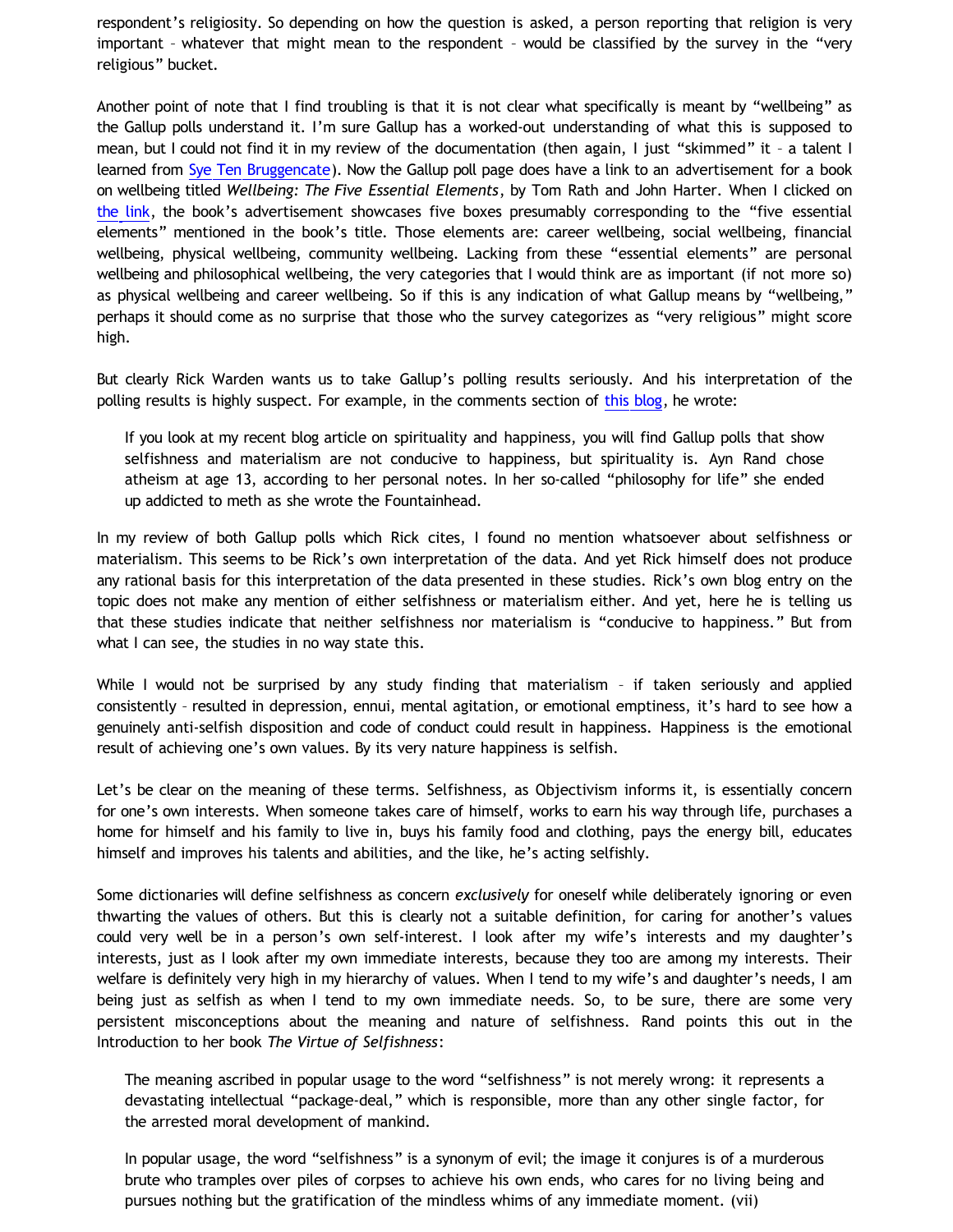respondent's religiosity. So depending on how the question is asked, a person reporting that religion is very important – whatever that might mean to the respondent – would be classified by the survey in the "very religious" bucket.

Another point of note that I find troubling is that it is not clear what specifically is meant by "wellbeing" as the Gallup polls understand it. I'm sure Gallup has a worked-out understanding of what this is supposed to mean, but I could not find it in my review of the documentation (then again, I just "skimmed" it – a talent I learned from Sye Ten Bruggencate). Now the Gallup poll page does have a link to an advertisement for a book on wellbeing titled *Wellbeing: The Five Essential Elements*, by Tom Rath and John Harter. When I clicked on the link, the book's advertisement showcases five boxes presumably corresponding to the "five essential elements" mentioned in the book's title. Those elements are: career wellbeing, social wellbeing, financial wellbeing, physical wellbeing, community wellbeing. Lacking from these "essential elements" are personal wellbeing and philosophical wellbeing, the very categories that I would think are as important (if not more so) as physical wellbeing and career wellbeing. So if this is any indication of what Gallup means by "wellbeing," perhaps it should come as no surprise that those who the survey categorizes as "very religious" might score high.

But clearly Rick Warden wants us to take Gallup's polling results seriously. And his interpretation of the polling results is highly suspect. For example, in the comments section of this blog, he wrote:

> If you look at my recent blog article on spirituality and happiness, you will find Gallup polls that show selfishness and materialism are not conducive to happiness, but spirituality is. Ayn Rand chose atheism at age 13, according to her personal notes. In her so-called "philosophy for life" she ended up addicted to meth as she wrote the Fountainhead.

In my review of both Gallup polls which Rick cites, I found no mention whatsoever about selfishness or materialism. This seems to be Rick's own interpretation of the data. And yet Rick himself does not produce any rational basis for this interpretation of the data presented in these studies. Rick's own blog entry on the topic does not make any mention of either selfishness or materialism either. And yet, here he is telling us that these studies indicate that neither selfishness nor materialism is "conducive to happiness." But from what I can see, the studies in no way state this.

While I would not be surprised by any study finding that materialism – if taken seriously and applied consistently – resulted in depression, ennui, mental agitation, or emotional emptiness, it's hard to see how a genuinely anti-selfish disposition and code of conduct could result in happiness. Happiness is the emotional result of achieving one's own values. By its very nature happiness is selfish.

Let's be clear on the meaning of these terms. Selfishness, as Objectivism informs it, is essentially concern for one's own interests. When someone takes care of himself, works to earn his way through life, purchases a home for himself and his family to live in, buys his family food and clothing, pays the energy bill, educates himself and improves his talents and abilities, and the like, he's acting selfishly.

Some dictionaries will define selfishness as concern *exclusively* for oneself while deliberately ignoring or even thwarting the values of others. But this is clearly not a suitable definition, for caring for another's values could very well be in a person's own self-interest. I look after my wife's interests and my daughter's interests, just as I look after my own immediate interests, because they too are among my interests. Their welfare is definitely very high in my hierarchy of values. When I tend to my wife's and daughter's needs, I am being just as selfish as when I tend to my own immediate needs. So, to be sure, there are some very persistent misconceptions about the meaning and nature of selfishness. Rand points this out in the Introduction to her book *The Virtue of Selfishness*:

> The meaning ascribed in popular usage to the word "selfishness" is not merely wrong: it represents a devastating intellectual "package-deal," which is responsible, more than any other single factor, for the arrested moral development of mankind.
>
> In popular usage, the word "selfishness" is a synonym of evil; the image it conjures is of a murderous brute who tramples over piles of corpses to achieve his own ends, who cares for no living being and pursues nothing but the gratification of the mindless whims of any immediate moment. (vii)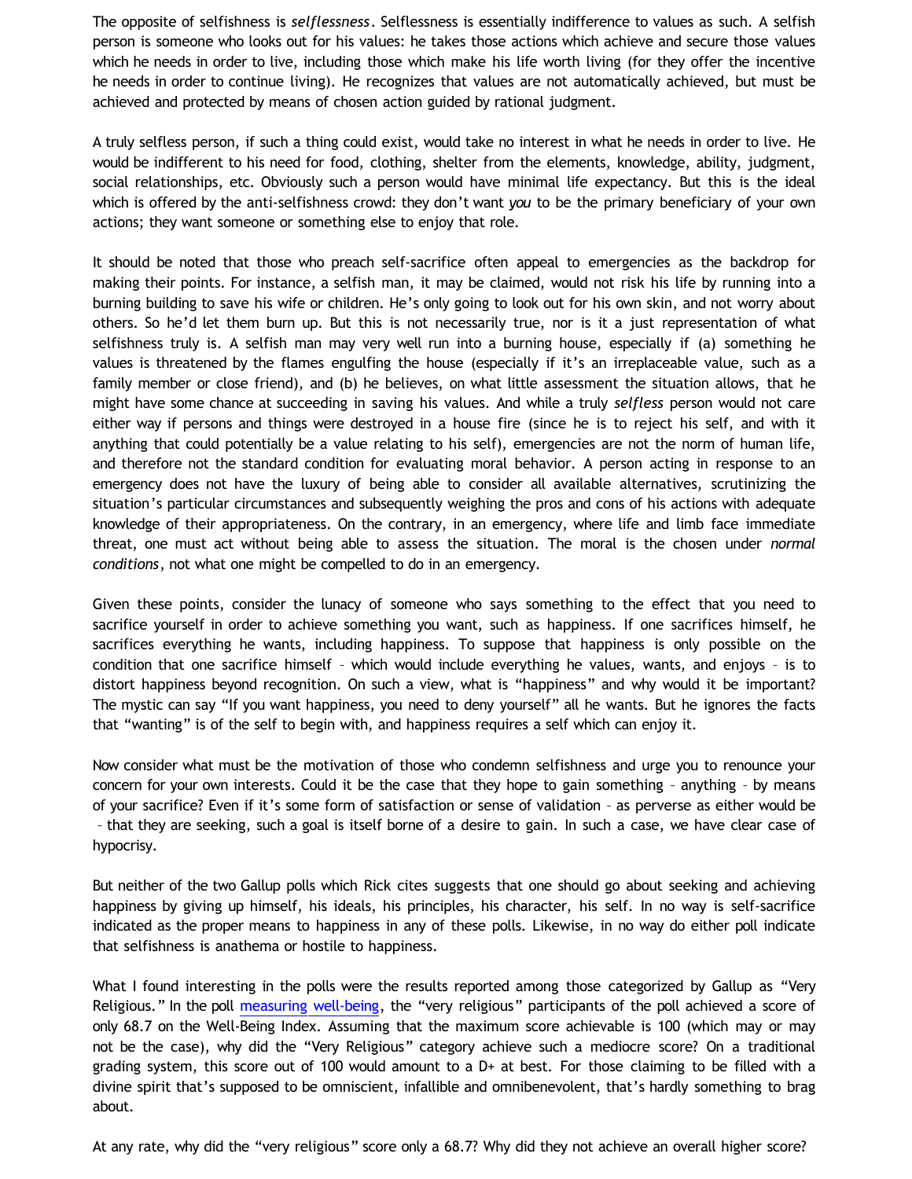The opposite of selfishness is *selflessness*. Selflessness is essentially indifference to values as such. A selfish person is someone who looks out for his values: he takes those actions which achieve and secure those values which he needs in order to live, including those which make his life worth living (for they offer the incentive he needs in order to continue living). He recognizes that values are not automatically achieved, but must be achieved and protected by means of chosen action guided by rational judgment.

A truly selfless person, if such a thing could exist, would take no interest in what he needs in order to live. He would be indifferent to his need for food, clothing, shelter from the elements, knowledge, ability, judgment, social relationships, etc. Obviously such a person would have minimal life expectancy. But this is the ideal which is offered by the anti-selfishness crowd: they don't want *you* to be the primary beneficiary of your own actions; they want someone or something else to enjoy that role.

It should be noted that those who preach self-sacrifice often appeal to emergencies as the backdrop for making their points. For instance, a selfish man, it may be claimed, would not risk his life by running into a burning building to save his wife or children. He's only going to look out for his own skin, and not worry about others. So he'd let them burn up. But this is not necessarily true, nor is it a just representation of what selfishness truly is. A selfish man may very well run into a burning house, especially if (a) something he values is threatened by the flames engulfing the house (especially if it's an irreplaceable value, such as a family member or close friend), and (b) he believes, on what little assessment the situation allows, that he might have some chance at succeeding in saving his values. And while a truly *selfless* person would not care either way if persons and things were destroyed in a house fire (since he is to reject his self, and with it anything that could potentially be a value relating to his self), emergencies are not the norm of human life, and therefore not the standard condition for evaluating moral behavior. A person acting in response to an emergency does not have the luxury of being able to consider all available alternatives, scrutinizing the situation's particular circumstances and subsequently weighing the pros and cons of his actions with adequate knowledge of their appropriateness. On the contrary, in an emergency, where life and limb face immediate threat, one must act without being able to assess the situation. The moral is the chosen under *normal conditions*, not what one might be compelled to do in an emergency.

Given these points, consider the lunacy of someone who says something to the effect that you need to sacrifice yourself in order to achieve something you want, such as happiness. If one sacrifices himself, he sacrifices everything he wants, including happiness. To suppose that happiness is only possible on the condition that one sacrifice himself – which would include everything he values, wants, and enjoys – is to distort happiness beyond recognition. On such a view, what is "happiness" and why would it be important? The mystic can say "If you want happiness, you need to deny yourself" all he wants. But he ignores the facts that "wanting" is of the self to begin with, and happiness requires a self which can enjoy it.

Now consider what must be the motivation of those who condemn selfishness and urge you to renounce your concern for your own interests. Could it be the case that they hope to gain something – anything – by means of your sacrifice? Even if it's some form of satisfaction or sense of validation – as perverse as either would be – that they are seeking, such a goal is itself borne of a desire to gain. In such a case, we have clear case of hypocrisy.

But neither of the two Gallup polls which Rick cites suggests that one should go about seeking and achieving happiness by giving up himself, his ideals, his principles, his character, his self. In no way is self-sacrifice indicated as the proper means to happiness in any of these polls. Likewise, in no way do either poll indicate that selfishness is anathema or hostile to happiness.

What I found interesting in the polls were the results reported among those categorized by Gallup as "Very Religious." In the poll [measuring well-being](), the "very religious" participants of the poll achieved a score of only 68.7 on the Well-Being Index. Assuming that the maximum score achievable is 100 (which may or may not be the case), why did the "Very Religious" category achieve such a mediocre score? On a traditional grading system, this score out of 100 would amount to a D+ at best. For those claiming to be filled with a divine spirit that's supposed to be omniscient, infallible and omnibenevolent, that's hardly something to brag about.

At any rate, why did the "very religious" score only a 68.7? Why did they not achieve an overall higher score?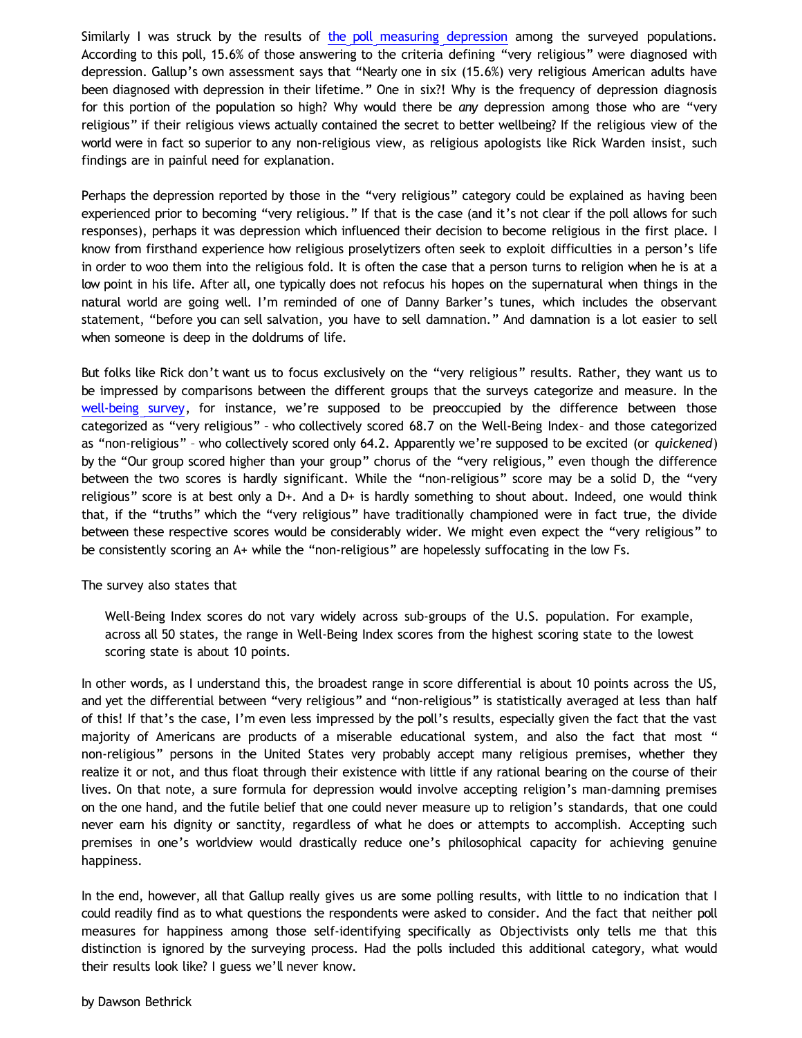Similarly I was struck by the results of the poll measuring depression among the surveyed populations. According to this poll, 15.6% of those answering to the criteria defining "very religious" were diagnosed with depression. Gallup's own assessment says that "Nearly one in six (15.6%) very religious American adults have been diagnosed with depression in their lifetime." One in six?! Why is the frequency of depression diagnosis for this portion of the population so high? Why would there be *any* depression among those who are "very religious" if their religious views actually contained the secret to better wellbeing? If the religious view of the world were in fact so superior to any non-religious view, as religious apologists like Rick Warden insist, such findings are in painful need for explanation.

Perhaps the depression reported by those in the "very religious" category could be explained as having been experienced prior to becoming "very religious." If that is the case (and it's not clear if the poll allows for such responses), perhaps it was depression which influenced their decision to become religious in the first place. I know from firsthand experience how religious proselytizers often seek to exploit difficulties in a person's life in order to woo them into the religious fold. It is often the case that a person turns to religion when he is at a low point in his life. After all, one typically does not refocus his hopes on the supernatural when things in the natural world are going well. I'm reminded of one of Danny Barker's tunes, which includes the observant statement, "before you can sell salvation, you have to sell damnation." And damnation is a lot easier to sell when someone is deep in the doldrums of life.

But folks like Rick don't want us to focus exclusively on the "very religious" results. Rather, they want us to be impressed by comparisons between the different groups that the surveys categorize and measure. In the well-being survey, for instance, we're supposed to be preoccupied by the difference between those categorized as "very religious" – who collectively scored 68.7 on the Well-Being Index– and those categorized as "non-religious" – who collectively scored only 64.2. Apparently we're supposed to be excited (or *quickened*) by the "Our group scored higher than your group" chorus of the "very religious," even though the difference between the two scores is hardly significant. While the "non-religious" score may be a solid D, the "very religious" score is at best only a D+. And a D+ is hardly something to shout about. Indeed, one would think that, if the "truths" which the "very religious" have traditionally championed were in fact true, the divide between these respective scores would be considerably wider. We might even expect the "very religious" to be consistently scoring an A+ while the "non-religious" are hopelessly suffocating in the low Fs.

The survey also states that

> Well-Being Index scores do not vary widely across sub-groups of the U.S. population. For example, across all 50 states, the range in Well-Being Index scores from the highest scoring state to the lowest scoring state is about 10 points.

In other words, as I understand this, the broadest range in score differential is about 10 points across the US, and yet the differential between "very religious" and "non-religious" is statistically averaged at less than half of this! If that's the case, I'm even less impressed by the poll's results, especially given the fact that the vast majority of Americans are products of a miserable educational system, and also the fact that most " non-religious" persons in the United States very probably accept many religious premises, whether they realize it or not, and thus float through their existence with little if any rational bearing on the course of their lives. On that note, a sure formula for depression would involve accepting religion's man-damning premises on the one hand, and the futile belief that one could never measure up to religion's standards, that one could never earn his dignity or sanctity, regardless of what he does or attempts to accomplish. Accepting such premises in one's worldview would drastically reduce one's philosophical capacity for achieving genuine happiness.

In the end, however, all that Gallup really gives us are some polling results, with little to no indication that I could readily find as to what questions the respondents were asked to consider. And the fact that neither poll measures for happiness among those self-identifying specifically as Objectivists only tells me that this distinction is ignored by the surveying process. Had the polls included this additional category, what would their results look like? I guess we'll never know.

by Dawson Bethrick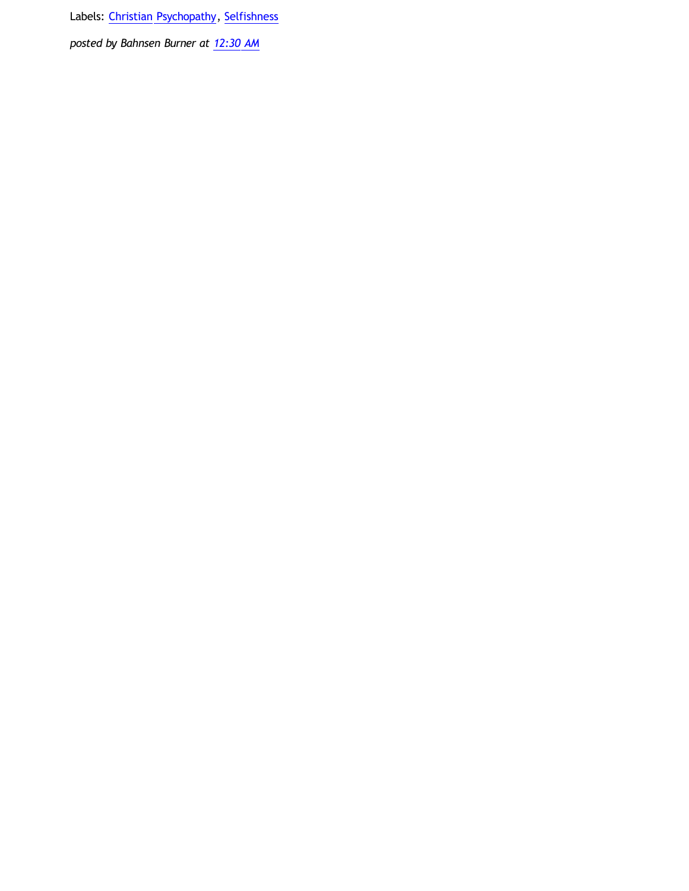Labels: Christian Psychopathy, Selfishness

*posted by Bahnsen Burner at 12:30 AM*